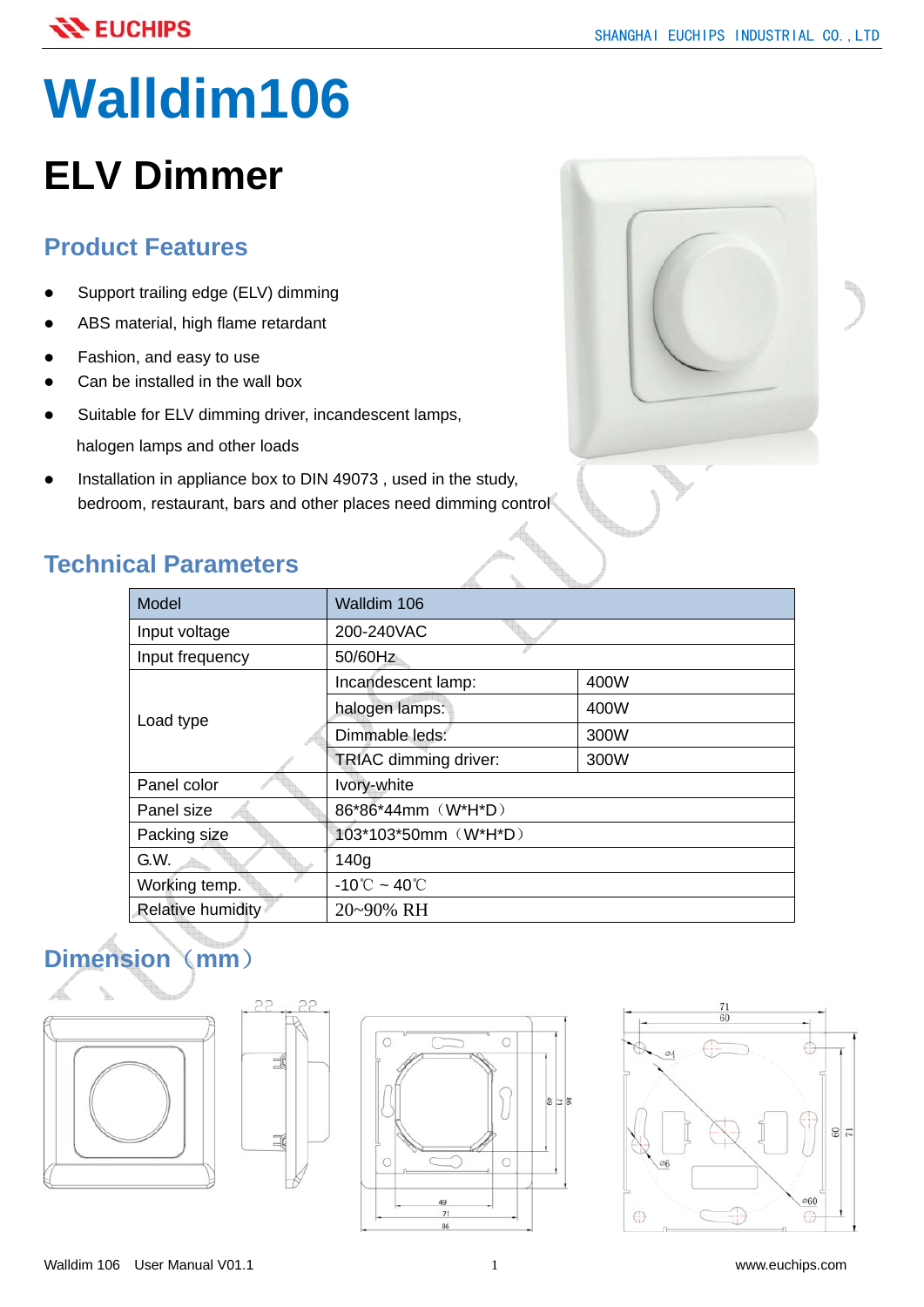# Walldim106

## ELV Dimmer

### Product Features

- Support trailing edge (ELV) dimming
- ABS material, high flame retardant
- Fashion, and easy to use
- Can be installed in the wall box
- Suitable for ELV dimming driver, incandescent lamps, halogen lamps and other loads
- Installation in appliance box to DIN 49073 , used in the study, bedroom, restaurant, bars and other places need dimming control

### Technical Parameters

| Model | Walldim 106 | |
|---|---|---|
| Input voltage | 200-240VAC | |
| Input frequency | 50/60Hz | |
| Load type | Incandescent lamp: | 400W |
| | halogen lamps: | 400W |
| | Dimmable leds: | 300W |
| | TRIAC dimming driver: | 300W |
| Panel color | Ivory-white | |
| Panel size | 86*86*44mm（W*H*D） | |
| Packing size | 103*103*50mm（W*H*D） | |
| G.W. | 140g | |
| Working temp. | -10℃ ~ 40℃ | |
| Relative humidity | 20~90% RH | |

### Dimension（mm）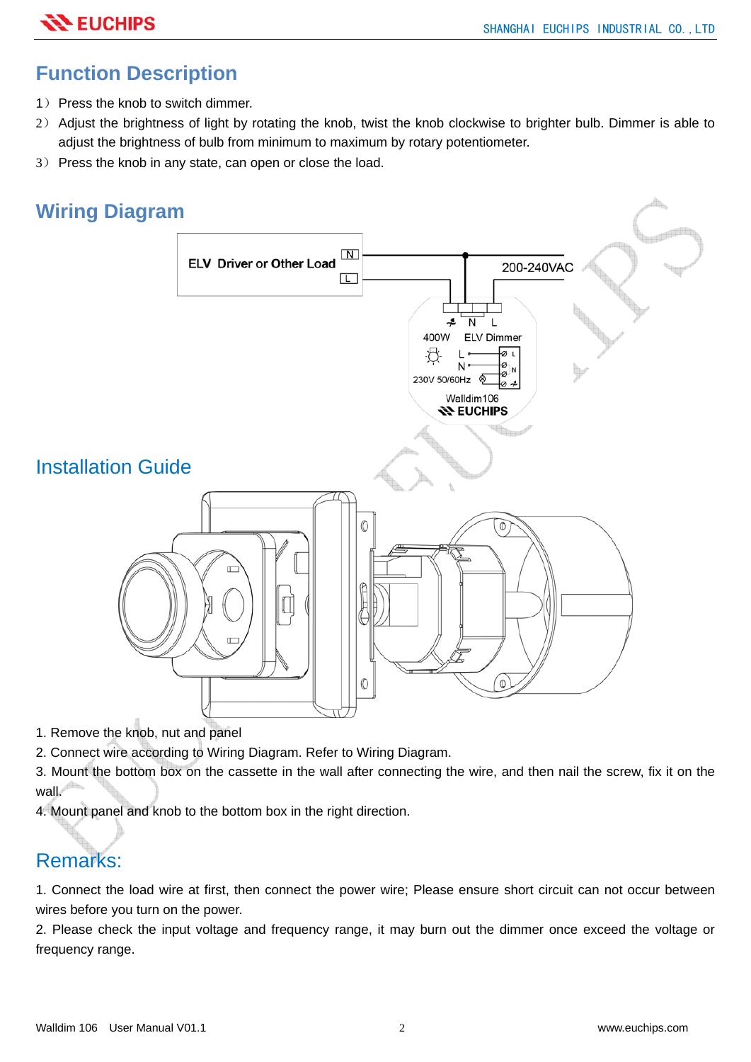## Function Description

1） Press the knob to switch dimmer.

2） Adjust the brightness of light by rotating the knob, twist the knob clockwise to brighter bulb. Dimmer is able to adjust the brightness of bulb from minimum to maximum by rotary potentiometer.

3） Press the knob in any state, can open or close the load.

## Wiring Diagram

ELV Driver or Other Load

N

L

200-240VAC

N L

400W ELV Dimmer

L

N

230V 50/60Hz

Walldim106

EUCHIPS

## Installation Guide

1. Remove the knob, nut and panel
2. Connect wire according to Wiring Diagram. Refer to Wiring Diagram.
3. Mount the bottom box on the cassette in the wall after connecting the wire, and then nail the screw, fix it on the wall.
4. Mount panel and knob to the bottom box in the right direction.

## Remarks:

1. Connect the load wire at first, then connect the power wire; Please ensure short circuit can not occur between wires before you turn on the power.
2. Please check the input voltage and frequency range, it may burn out the dimmer once exceed the voltage or frequency range.